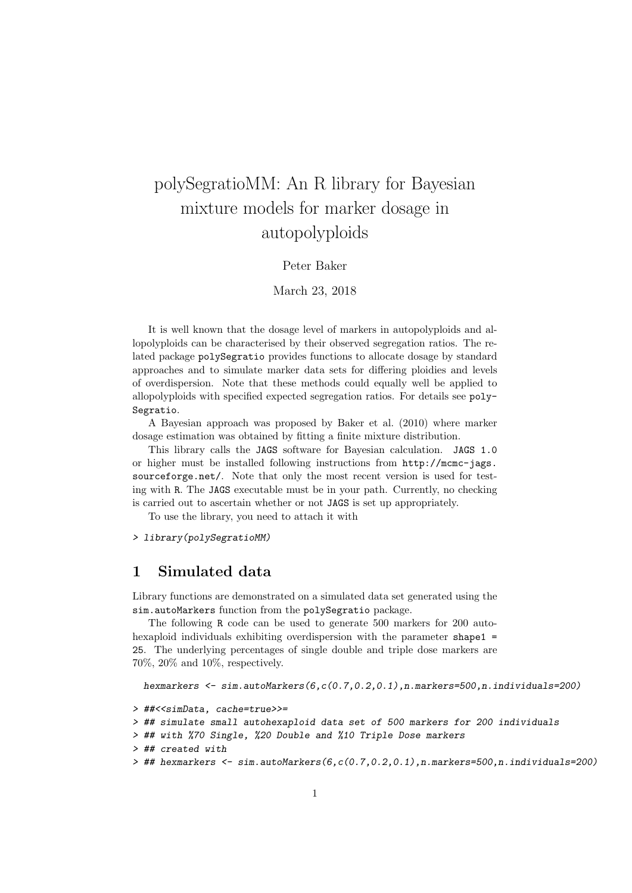# polySegratioMM: An R library for Bayesian mixture models for marker dosage in autopolyploids

Peter Baker

March 23, 2018

It is well known that the dosage level of markers in autopolyploids and allopolyploids can be characterised by their observed segregation ratios. The related package `polySegratio` provides functions to allocate dosage by standard approaches and to simulate marker data sets for differing ploidies and levels of overdispersion. Note that these methods could equally well be applied to allopolyploids with specified expected segregation ratios. For details see `polySegratio`.

A Bayesian approach was proposed by Baker et al. (2010) where marker dosage estimation was obtained by fitting a finite mixture distribution.

This library calls the `JAGS` software for Bayesian calculation. `JAGS 1.0` or higher must be installed following instructions from `http://mcmc-jags.sourceforge.net/`. Note that only the most recent version is used for testing with `R`. The `JAGS` executable must be in your path. Currently, no checking is carried out to ascertain whether or not `JAGS` is set up appropriately.

To use the library, you need to attach it with

```
> library(polySegratioMM)
```

## 1 Simulated data

Library functions are demonstrated on a simulated data set generated using the `sim.autoMarkers` function from the `polySegratio` package.

The following `R` code can be used to generate 500 markers for 200 autohexaploid individuals exhibiting overdispersion with the parameter `shape1 = 25`. The underlying percentages of single double and triple dose markers are 70%, 20% and 10%, respectively.

```
hexmarkers <- sim.autoMarkers(6,c(0.7,0.2,0.1),n.markers=500,n.individuals=200)
```

```
> ##<<simData, cache=true>>=
> ## simulate small autohexaploid data set of 500 markers for 200 individuals
> ## with %70 Single, %20 Double and %10 Triple Dose markers
> ## created with
> ## hexmarkers <- sim.autoMarkers(6,c(0.7,0.2,0.1),n.markers=500,n.individuals=200)
```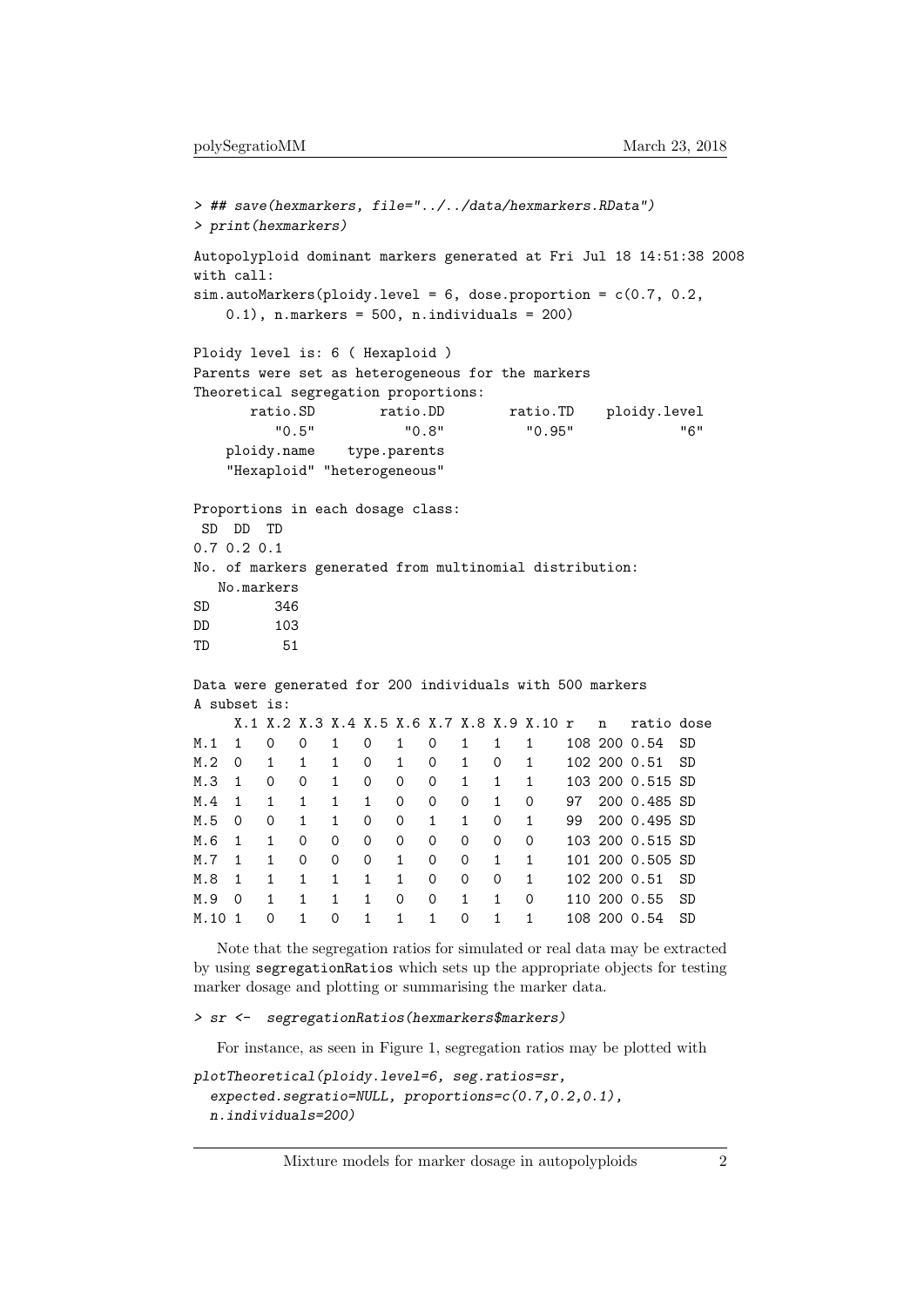```
> ## save(hexmarkers, file="../../data/hexmarkers.RData")
> print(hexmarkers)

Autopolyploid dominant markers generated at Fri Jul 18 14:51:38 2008
with call:
sim.autoMarkers(ploidy.level = 6, dose.proportion = c(0.7, 0.2,
    0.1), n.markers = 500, n.individuals = 200)

Ploidy level is: 6 ( Hexaploid )
Parents were set as heterogeneous for the markers
Theoretical segregation proportions:
      ratio.SD        ratio.DD        ratio.TD    ploidy.level
         "0.5"           "0.8"          "0.95"             "6"
   ploidy.name    type.parents
   "Hexaploid" "heterogeneous"

Proportions in each dosage class:
 SD  DD  TD
0.7 0.2 0.1
No. of markers generated from multinomial distribution:
   No.markers
SD        346
DD        103
TD         51

Data were generated for 200 individuals with 500 markers
A subset is:
     X.1 X.2 X.3 X.4 X.5 X.6 X.7 X.8 X.9 X.10 r   n   ratio dose
M.1  1   0   0   1   0   1   0   1   1   1    108 200 0.54  SD
M.2  0   1   1   1   0   1   0   1   0   1    102 200 0.51  SD
M.3  1   0   0   1   0   0   0   1   1   1    103 200 0.515 SD
M.4  1   1   1   1   1   0   0   0   1   0    97  200 0.485 SD
M.5  0   0   1   1   0   0   1   1   0   1    99  200 0.495 SD
M.6  1   1   0   0   0   0   0   0   0   0    103 200 0.515 SD
M.7  1   1   0   0   0   1   0   0   1   1    101 200 0.505 SD
M.8  1   1   1   1   1   1   0   0   0   1    102 200 0.51  SD
M.9  0   1   1   1   1   0   0   1   1   0    110 200 0.55  SD
M.10 1   0   1   0   1   1   1   0   1   1    108 200 0.54  SD
```

Note that the segregation ratios for simulated or real data may be extracted by using `segregationRatios` which sets up the appropriate objects for testing marker dosage and plotting or summarising the marker data.

```
> sr <-  segregationRatios(hexmarkers$markers)
```

For instance, as seen in Figure 1, segregation ratios may be plotted with

```
plotTheoretical(ploidy.level=6, seg.ratios=sr,
  expected.segratio=NULL, proportions=c(0.7,0.2,0.1),
  n.individuals=200)
```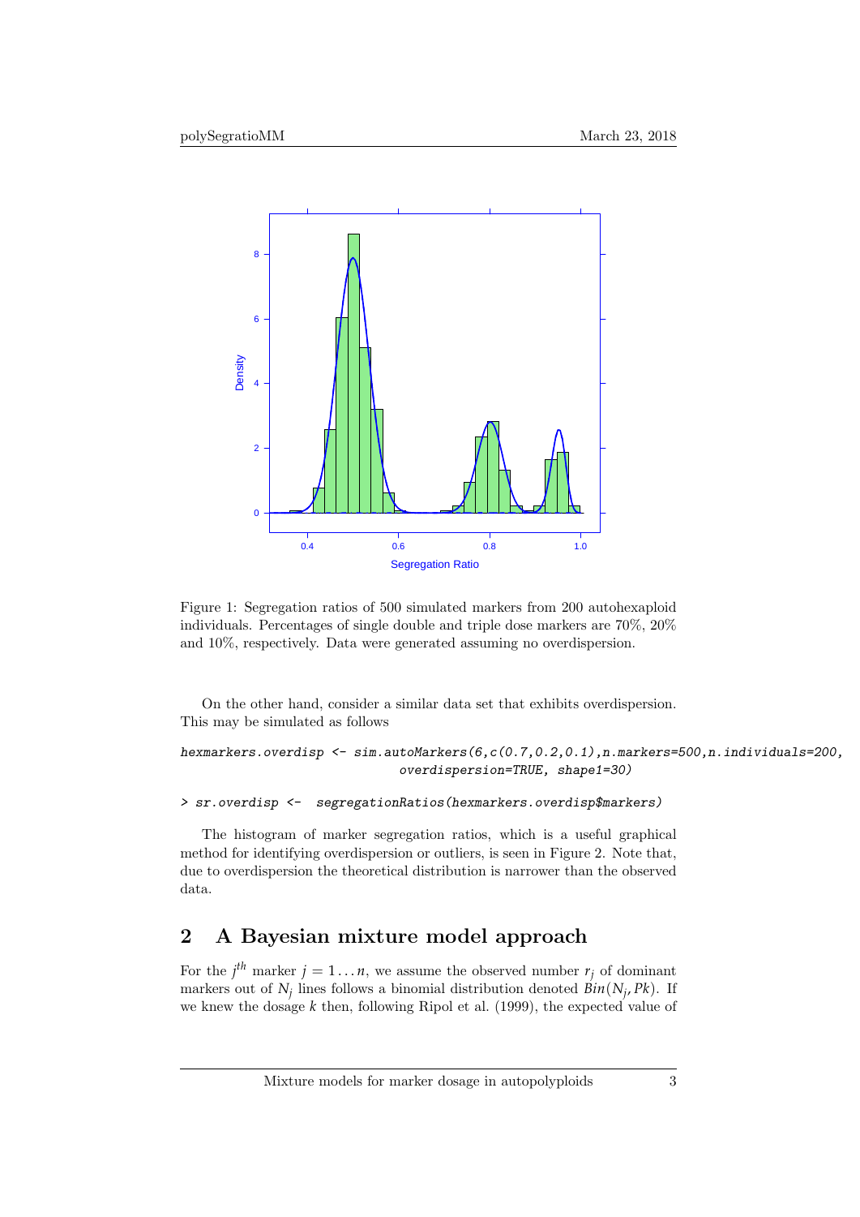Figure 1: Segregation ratios of 500 simulated markers from 200 autohexaploid individuals. Percentages of single double and triple dose markers are 70%, 20% and 10%, respectively. Data were generated assuming no overdispersion.

On the other hand, consider a similar data set that exhibits overdispersion. This may be simulated as follows

```
hexmarkers.overdisp <- sim.autoMarkers(6,c(0.7,0.2,0.1),n.markers=500,n.individuals=200,
                              overdispersion=TRUE, shape1=30)
```

```
> sr.overdisp <-  segregationRatios(hexmarkers.overdisp$markers)
```

The histogram of marker segregation ratios, which is a useful graphical method for identifying overdispersion or outliers, is seen in Figure 2. Note that, due to overdispersion the theoretical distribution is narrower than the observed data.

## 2 A Bayesian mixture model approach

For the $j^{th}$ marker $j = 1 \ldots n$, we assume the observed number $r_j$ of dominant markers out of $N_j$ lines follows a binomial distribution denoted $Bin(N_j, Pk)$. If we knew the dosage $k$ then, following Ripol et al. (1999), the expected value of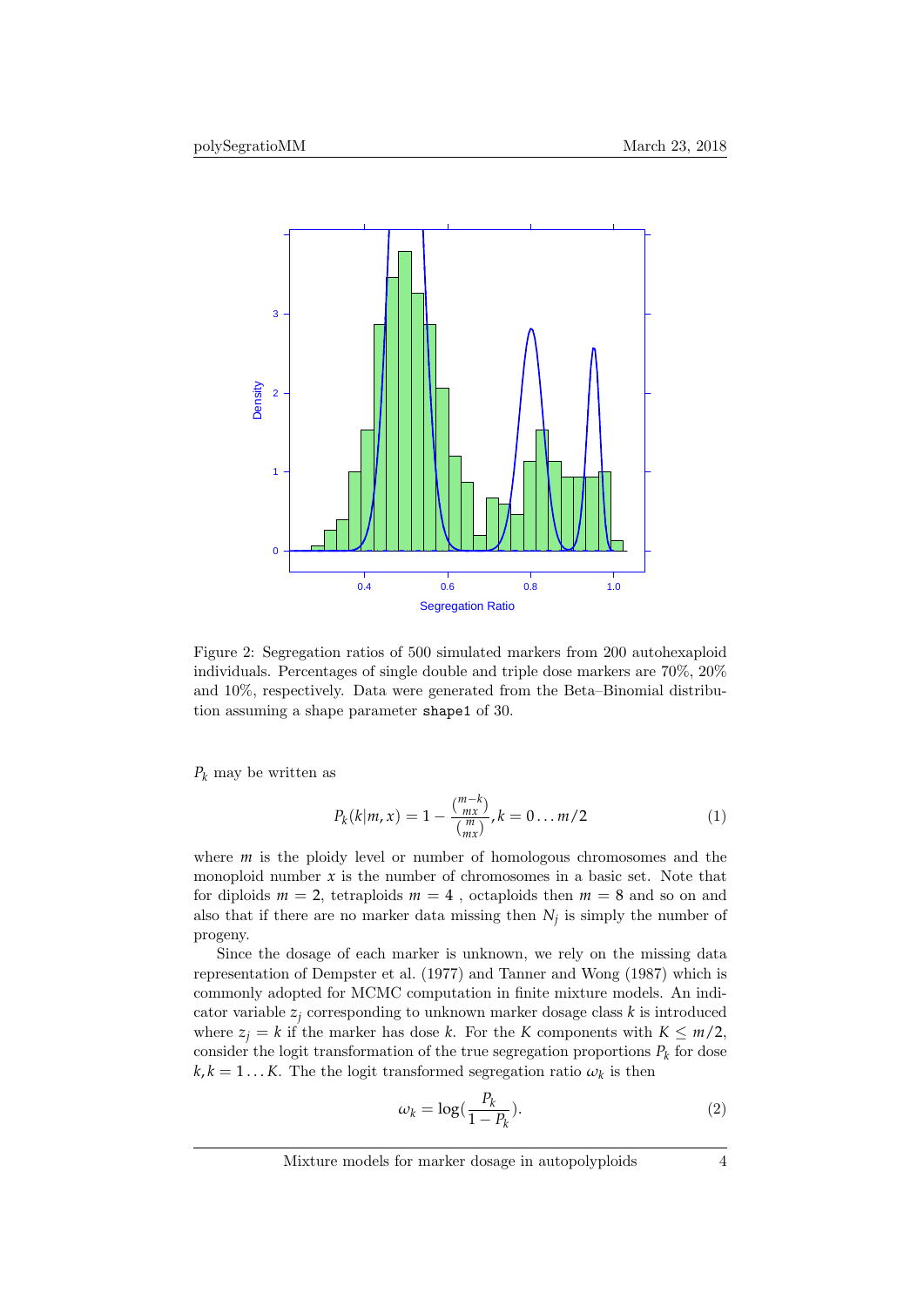Figure 2: Segregation ratios of 500 simulated markers from 200 autohexaploid individuals. Percentages of single double and triple dose markers are 70%, 20% and 10%, respectively. Data were generated from the Beta–Binomial distribution assuming a shape parameter `shape1` of 30.

$P_k$ may be written as

$$P_k(k|m,x) = 1 - \frac{\binom{m-k}{mx}}{\binom{m}{mx}}, k = 0 \dots m/2 \tag{1}$$

where $m$ is the ploidy level or number of homologous chromosomes and the monoploid number $x$ is the number of chromosomes in a basic set. Note that for diploids $m = 2$, tetraploids $m = 4$ , octaploids then $m = 8$ and so on and also that if there are no marker data missing then $N_j$ is simply the number of progeny.

Since the dosage of each marker is unknown, we rely on the missing data representation of Dempster et al. (1977) and Tanner and Wong (1987) which is commonly adopted for MCMC computation in finite mixture models. An indicator variable $z_j$ corresponding to unknown marker dosage class $k$ is introduced where $z_j = k$ if the marker has dose $k$. For the $K$ components with $K \leq m/2$, consider the logit transformation of the true segregation proportions $P_k$ for dose $k, k = 1 \dots K$. The the logit transformed segregation ratio $\omega_k$ is then

$$\omega_k = \log(\frac{P_k}{1 - P_k}). \tag{2}$$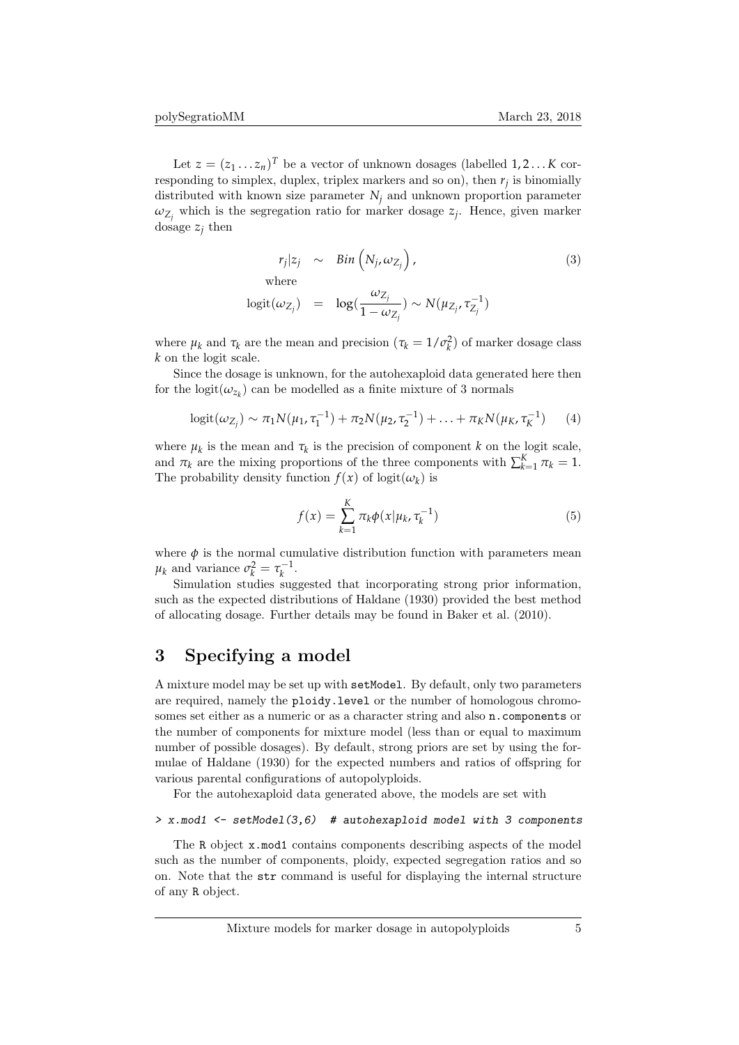Let $z = (z_1 \ldots z_n)^T$ be a vector of unknown dosages (labelled $1, 2 \ldots K$ corresponding to simplex, duplex, triplex markers and so on), then $r_j$ is binomially distributed with known size parameter $N_j$ and unknown proportion parameter $\omega_{Z_j}$ which is the segregation ratio for marker dosage $z_j$. Hence, given marker dosage $z_j$ then

$$
\begin{aligned}
r_j | z_j \quad &\sim \quad Bin\left(N_j, \omega_{Z_j}\right), \qquad (3)\\
\text{where} & \\
\text{logit}(\omega_{Z_j}) \quad &= \quad \log\left(\frac{\omega_{Z_j}}{1 - \omega_{Z_j}}\right) \sim N(\mu_{Z_j}, \tau_{Z_j}^{-1})
\end{aligned}
$$

where $\mu_k$ and $\tau_k$ are the mean and precision ($\tau_k = 1/\sigma_k^2$) of marker dosage class $k$ on the logit scale.

Since the dosage is unknown, for the autohexaploid data generated here then for the $\text{logit}(\omega_{z_k})$ can be modelled as a finite mixture of 3 normals

$$
\text{logit}(\omega_{Z_j}) \sim \pi_1 N(\mu_1, \tau_1^{-1}) + \pi_2 N(\mu_2, \tau_2^{-1}) + \ldots + \pi_K N(\mu_K, \tau_K^{-1}) \qquad (4)
$$

where $\mu_k$ is the mean and $\tau_k$ is the precision of component $k$ on the logit scale, and $\pi_k$ are the mixing proportions of the three components with $\sum_{k=1}^{K} \pi_k = 1$. The probability density function $f(x)$ of $\text{logit}(\omega_k)$ is

$$
f(x) = \sum_{k=1}^{K} \pi_k \phi(x | \mu_k, \tau_k^{-1}) \qquad (5)
$$

where $\phi$ is the normal cumulative distribution function with parameters mean $\mu_k$ and variance $\sigma_k^2 = \tau_k^{-1}$.

Simulation studies suggested that incorporating strong prior information, such as the expected distributions of Haldane (1930) provided the best method of allocating dosage. Further details may be found in Baker et al. (2010).

# 3 Specifying a model

A mixture model may be set up with `setModel`. By default, only two parameters are required, namely the `ploidy.level` or the number of homologous chromosomes set either as a numeric or as a character string and also `n.components` or the number of components for mixture model (less than or equal to maximum number of possible dosages). By default, strong priors are set by using the formulae of Haldane (1930) for the expected numbers and ratios of offspring for various parental configurations of autopolyploids.

For the autohexaploid data generated above, the models are set with

```
> x.mod1 <- setModel(3,6)  # autohexaploid model with 3 components
```

The `R` object `x.mod1` contains components describing aspects of the model such as the number of components, ploidy, expected segregation ratios and so on. Note that the `str` command is useful for displaying the internal structure of any `R` object.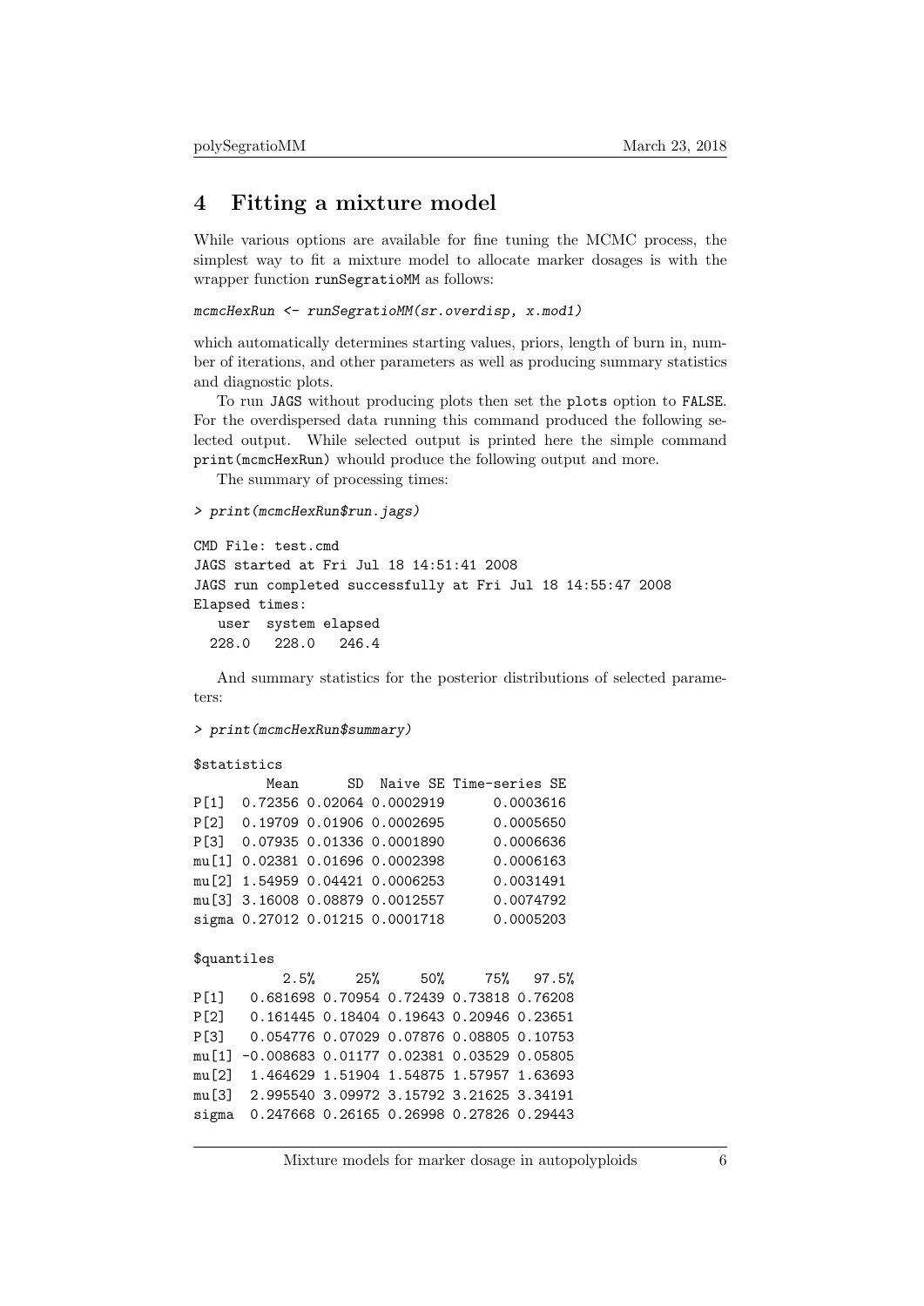## 4 Fitting a mixture model

While various options are available for fine tuning the MCMC process, the simplest way to fit a mixture model to allocate marker dosages is with the wrapper function `runSegratioMM` as follows:

```
mcmcHexRun <- runSegratioMM(sr.overdisp, x.mod1)
```

which automatically determines starting values, priors, length of burn in, number of iterations, and other parameters as well as producing summary statistics and diagnostic plots.

To run `JAGS` without producing plots then set the `plots` option to `FALSE`. For the overdispersed data running this command produced the following selected output. While selected output is printed here the simple command `print(mcmcHexRun)` whould produce the following output and more.

The summary of processing times:

```
> print(mcmcHexRun$run.jags)

CMD File: test.cmd
JAGS started at Fri Jul 18 14:51:41 2008
JAGS run completed successfully at Fri Jul 18 14:55:47 2008
Elapsed times:
   user  system elapsed
  228.0   228.0   246.4
```

And summary statistics for the posterior distributions of selected parameters:

```
> print(mcmcHexRun$summary)

$statistics
         Mean      SD  Naive SE Time-series SE
P[1]  0.72356 0.02064 0.0002919      0.0003616
P[2]  0.19709 0.01906 0.0002695      0.0005650
P[3]  0.07935 0.01336 0.0001890      0.0006636
mu[1] 0.02381 0.01696 0.0002398      0.0006163
mu[2] 1.54959 0.04421 0.0006253      0.0031491
mu[3] 3.16008 0.08879 0.0012557      0.0074792
sigma 0.27012 0.01215 0.0001718      0.0005203

$quantiles
           2.5%     25%     50%     75%   97.5%
P[1]   0.681698 0.70954 0.72439 0.73818 0.76208
P[2]   0.161445 0.18404 0.19643 0.20946 0.23651
P[3]   0.054776 0.07029 0.07876 0.08805 0.10753
mu[1] -0.008683 0.01177 0.02381 0.03529 0.05805
mu[2]  1.464629 1.51904 1.54875 1.57957 1.63693
mu[3]  2.995540 3.09972 3.15792 3.21625 3.34191
sigma  0.247668 0.26165 0.26998 0.27826 0.29443
```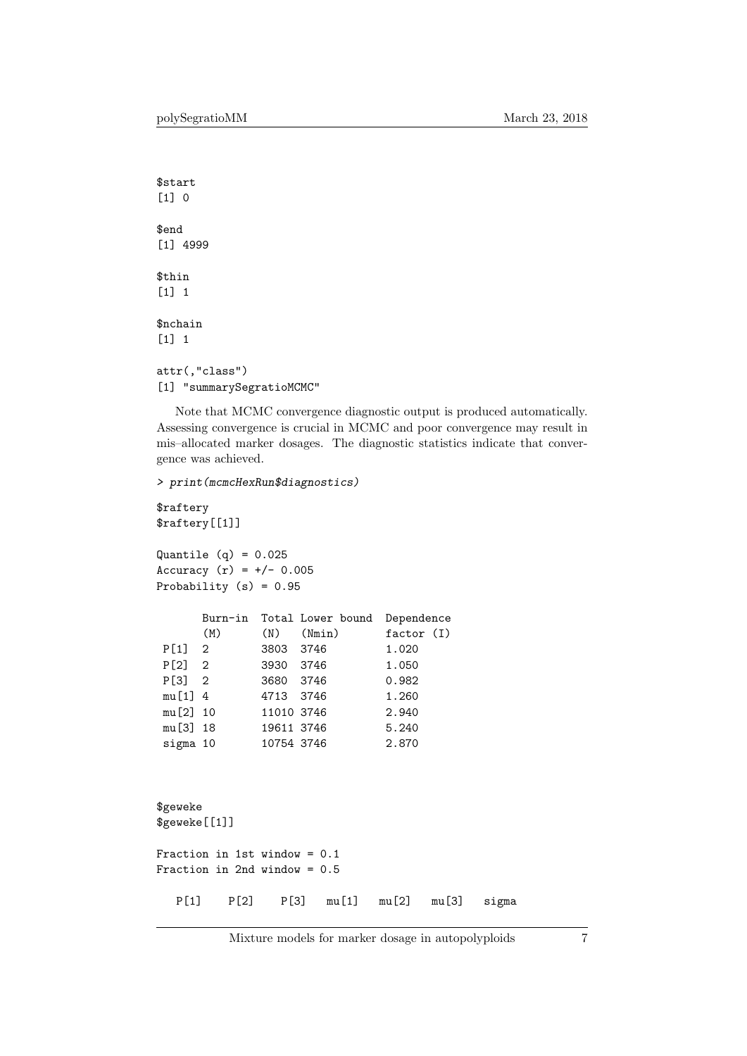```
$start
[1] 0

$end
[1] 4999

$thin
[1] 1

$nchain
[1] 1

attr(,"class")
[1] "summarySegratioMCMC"
```

Note that MCMC convergence diagnostic output is produced automatically. Assessing convergence is crucial in MCMC and poor convergence may result in mis–allocated marker dosages. The diagnostic statistics indicate that convergence was achieved.

```
> print(mcmcHexRun$diagnostics)

$raftery
$raftery[[1]]

Quantile (q) = 0.025
Accuracy (r) = +/- 0.005
Probability (s) = 0.95

       Burn-in  Total Lower bound  Dependence
       (M)      (N)   (Nmin)       factor (I)
 P[1]  2        3803  3746         1.020
 P[2]  2        3930  3746         1.050
 P[3]  2        3680  3746         0.982
 mu[1] 4        4713  3746         1.260
 mu[2] 10       11010 3746         2.940
 mu[3] 18       19611 3746         5.240
 sigma 10       10754 3746         2.870



$geweke
$geweke[[1]]

Fraction in 1st window = 0.1
Fraction in 2nd window = 0.5

   P[1]    P[2]    P[3]   mu[1]   mu[2]   mu[3]   sigma
```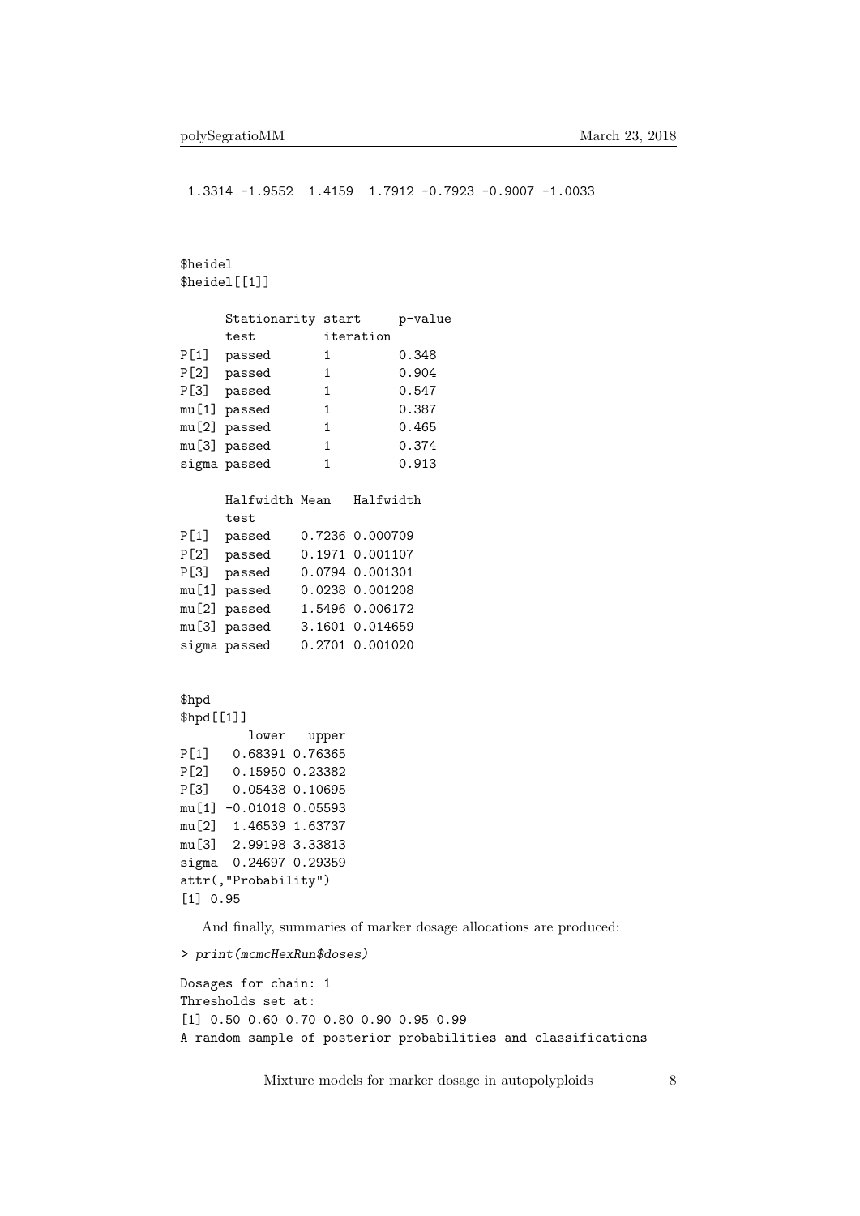```
 1.3314 -1.9552  1.4159  1.7912 -0.7923 -0.9007 -1.0033



$heidel
$heidel[[1]]

      Stationarity start     p-value
      test         iteration
P[1]  passed       1         0.348
P[2]  passed       1         0.904
P[3]  passed       1         0.547
mu[1] passed       1         0.387
mu[2] passed       1         0.465
mu[3] passed       1         0.374
sigma passed       1         0.913

      Halfwidth Mean   Halfwidth
      test
P[1]  passed    0.7236 0.000709
P[2]  passed    0.1971 0.001107
P[3]  passed    0.0794 0.001301
mu[1] passed    0.0238 0.001208
mu[2] passed    1.5496 0.006172
mu[3] passed    3.1601 0.014659
sigma passed    0.2701 0.001020


$hpd
$hpd[[1]]
         lower   upper
P[1]   0.68391 0.76365
P[2]   0.15950 0.23382
P[3]   0.05438 0.10695
mu[1] -0.01018 0.05593
mu[2]  1.46539 1.63737
mu[3]  2.99198 3.33813
sigma  0.24697 0.29359
attr(,"Probability")
[1] 0.95
```

And finally, summaries of marker dosage allocations are produced:

```
> print(mcmcHexRun$doses)

Dosages for chain: 1
Thresholds set at:
[1] 0.50 0.60 0.70 0.80 0.90 0.95 0.99
A random sample of posterior probabilities and classifications
```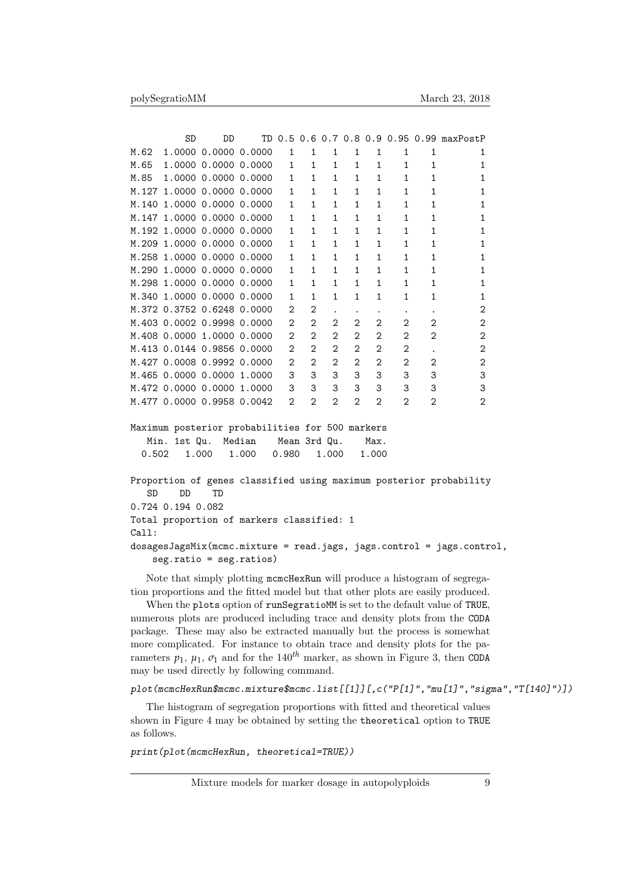```
          SD     DD     TD 0.5 0.6 0.7 0.8 0.9 0.95 0.99 maxPostP
M.62  1.0000 0.0000 0.0000   1   1   1   1   1    1    1        1
M.65  1.0000 0.0000 0.0000   1   1   1   1   1    1    1        1
M.85  1.0000 0.0000 0.0000   1   1   1   1   1    1    1        1
M.127 1.0000 0.0000 0.0000   1   1   1   1   1    1    1        1
M.140 1.0000 0.0000 0.0000   1   1   1   1   1    1    1        1
M.147 1.0000 0.0000 0.0000   1   1   1   1   1    1    1        1
M.192 1.0000 0.0000 0.0000   1   1   1   1   1    1    1        1
M.209 1.0000 0.0000 0.0000   1   1   1   1   1    1    1        1
M.258 1.0000 0.0000 0.0000   1   1   1   1   1    1    1        1
M.290 1.0000 0.0000 0.0000   1   1   1   1   1    1    1        1
M.298 1.0000 0.0000 0.0000   1   1   1   1   1    1    1        1
M.340 1.0000 0.0000 0.0000   1   1   1   1   1    1    1        1
M.372 0.3752 0.6248 0.0000   2   2   .   .   .    .    .        2
M.403 0.0002 0.9998 0.0000   2   2   2   2   2    2    2        2
M.408 0.0000 1.0000 0.0000   2   2   2   2   2    2    2        2
M.413 0.0144 0.9856 0.0000   2   2   2   2   2    2    .        2
M.427 0.0008 0.9992 0.0000   2   2   2   2   2    2    2        2
M.465 0.0000 0.0000 1.0000   3   3   3   3   3    3    3        3
M.472 0.0000 0.0000 1.0000   3   3   3   3   3    3    3        3
M.477 0.0000 0.9958 0.0042   2   2   2   2   2    2    2        2

Maximum posterior probabilities for 500 markers
   Min. 1st Qu.  Median    Mean 3rd Qu.    Max.
  0.502   1.000   1.000   0.980   1.000   1.000

Proportion of genes classified using maximum posterior probability
   SD    DD    TD
0.724 0.194 0.082
Total proportion of markers classified: 1
Call:
dosagesJagsMix(mcmc.mixture = read.jags, jags.control = jags.control,
    seg.ratio = seg.ratios)
```

Note that simply plotting `mcmcHexRun` will produce a histogram of segregation proportions and the fitted model but that other plots are easily produced.

When the `plots` option of `runSegratioMM` is set to the default value of `TRUE`, numerous plots are produced including trace and density plots from the `CODA` package. These may also be extracted manually but the process is somewhat more complicated. For instance to obtain trace and density plots for the parameters $p_1$, $\mu_1$, $\sigma_1$ and for the $140^{th}$ marker, as shown in Figure 3, then `CODA` may be used directly by following command.

```
plot(mcmcHexRun$mcmc.mixture$mcmc.list[[1]][,c("P[1]","mu[1]","sigma","T[140]")])
```

The histogram of segregation proportions with fitted and theoretical values shown in Figure 4 may be obtained by setting the `theoretical` option to `TRUE` as follows.

```
print(plot(mcmcHexRun, theoretical=TRUE))
```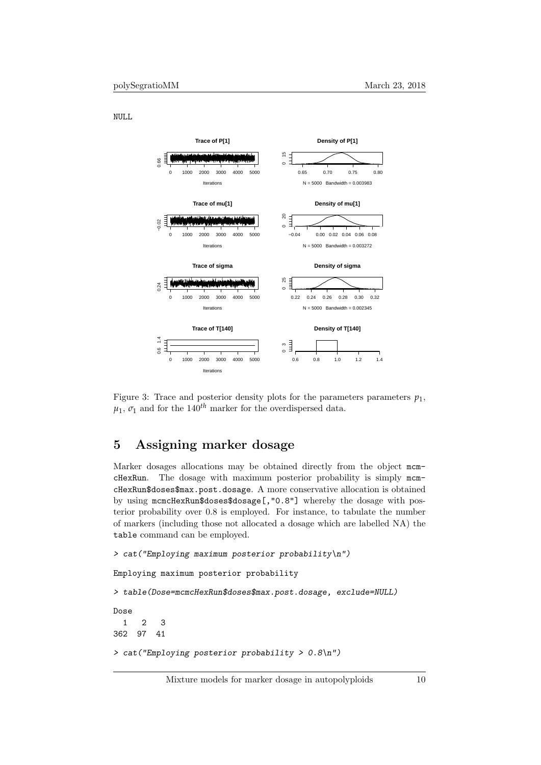NULL

Figure 3: Trace and posterior density plots for the parameters parameters $p_1$, $\mu_1$, $\sigma_1$ and for the $140^{th}$ marker for the overdispersed data.

# 5 Assigning marker dosage

Marker dosages allocations may be obtained directly from the object mcmcHexRun. The dosage with maximum posterior probability is simply mcmcHexRun$doses$max.post.dosage. A more conservative allocation is obtained by using mcmcHexRun$doses$dosage[,"0.8"] whereby the dosage with posterior probability over 0.8 is employed. For instance, to tabulate the number of markers (including those not allocated a dosage which are labelled NA) the table command can be employed.

```
> cat("Employing maximum posterior probability\n")

Employing maximum posterior probability

> table(Dose=mcmcHexRun$doses$max.post.dosage, exclude=NULL)

Dose
  1   2   3
362  97  41

> cat("Employing posterior probability > 0.8\n")
```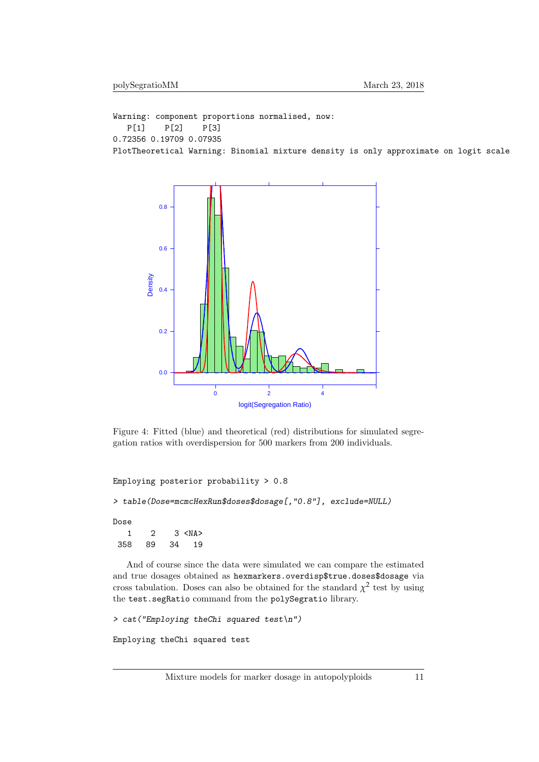```
Warning: component proportions normalised, now:
   P[1]    P[2]    P[3]
0.72356 0.19709 0.07935
PlotTheoretical Warning: Binomial mixture density is only approximate on logit scale
```

Figure 4: Fitted (blue) and theoretical (red) distributions for simulated segregation ratios with overdispersion for 500 markers from 200 individuals.

```
Employing posterior probability > 0.8
```

```
> table(Dose=mcmcHexRun$doses$dosage[,"0.8"], exclude=NULL)
```

```
Dose
   1    2    3 <NA>
 358   89   34   19
```

And of course since the data were simulated we can compare the estimated and true dosages obtained as `hexmarkers.overdisp$true.doses$dosage` via cross tabulation. Doses can also be obtained for the standard $\chi^2$ test by using the `test.segRatio` command from the `polySegratio` library.

```
> cat("Employing theChi squared test\n")
```

```
Employing theChi squared test
```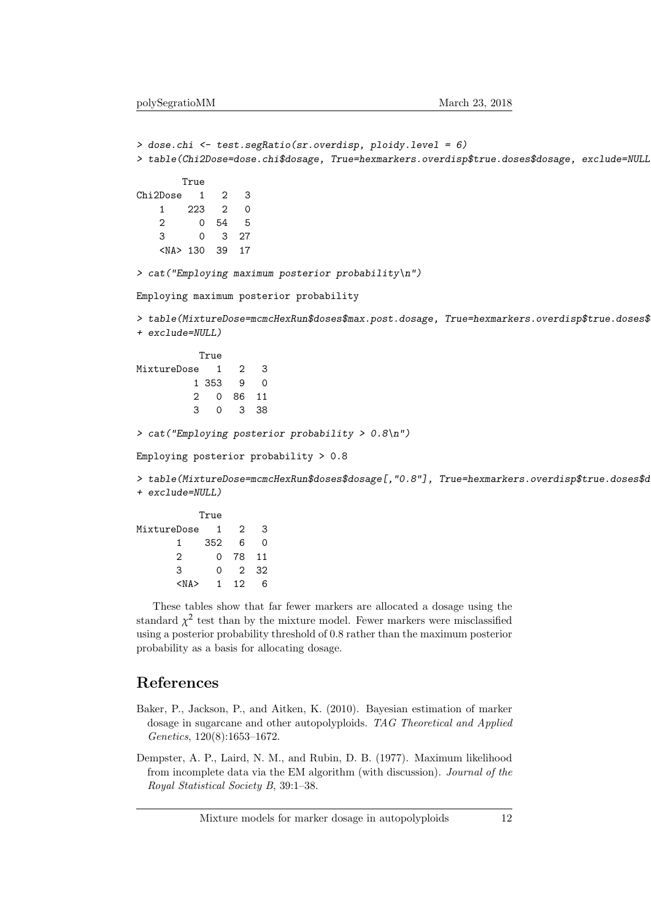```
> dose.chi <- test.segRatio(sr.overdisp, ploidy.level = 6)
> table(Chi2Dose=dose.chi$dosage, True=hexmarkers.overdisp$true.doses$dosage, exclude=NULL

        True
Chi2Dose   1   2   3
    1    223   2   0
    2      0  54   5
    3      0   3  27
    <NA> 130  39  17

> cat("Employing maximum posterior probability\n")

Employing maximum posterior probability

> table(MixtureDose=mcmcHexRun$doses$max.post.dosage, True=hexmarkers.overdisp$true.doses$
+ exclude=NULL)

           True
MixtureDose   1   2   3
          1 353   9   0
          2   0  86  11
          3   0   3  38

> cat("Employing posterior probability > 0.8\n")

Employing posterior probability > 0.8

> table(MixtureDose=mcmcHexRun$doses$dosage[,"0.8"], True=hexmarkers.overdisp$true.doses$d
+ exclude=NULL)

           True
MixtureDose   1   2   3
       1    352   6   0
       2      0  78  11
       3      0   2  32
       <NA>   1  12   6
```

These tables show that far fewer markers are allocated a dosage using the standard $\chi^2$ test than by the mixture model. Fewer markers were misclassified using a posterior probability threshold of 0.8 rather than the maximum posterior probability as a basis for allocating dosage.

# References

Baker, P., Jackson, P., and Aitken, K. (2010). Bayesian estimation of marker dosage in sugarcane and other autopolyploids. *TAG Theoretical and Applied Genetics*, 120(8):1653–1672.

Dempster, A. P., Laird, N. M., and Rubin, D. B. (1977). Maximum likelihood from incomplete data via the EM algorithm (with discussion). *Journal of the Royal Statistical Society B*, 39:1–38.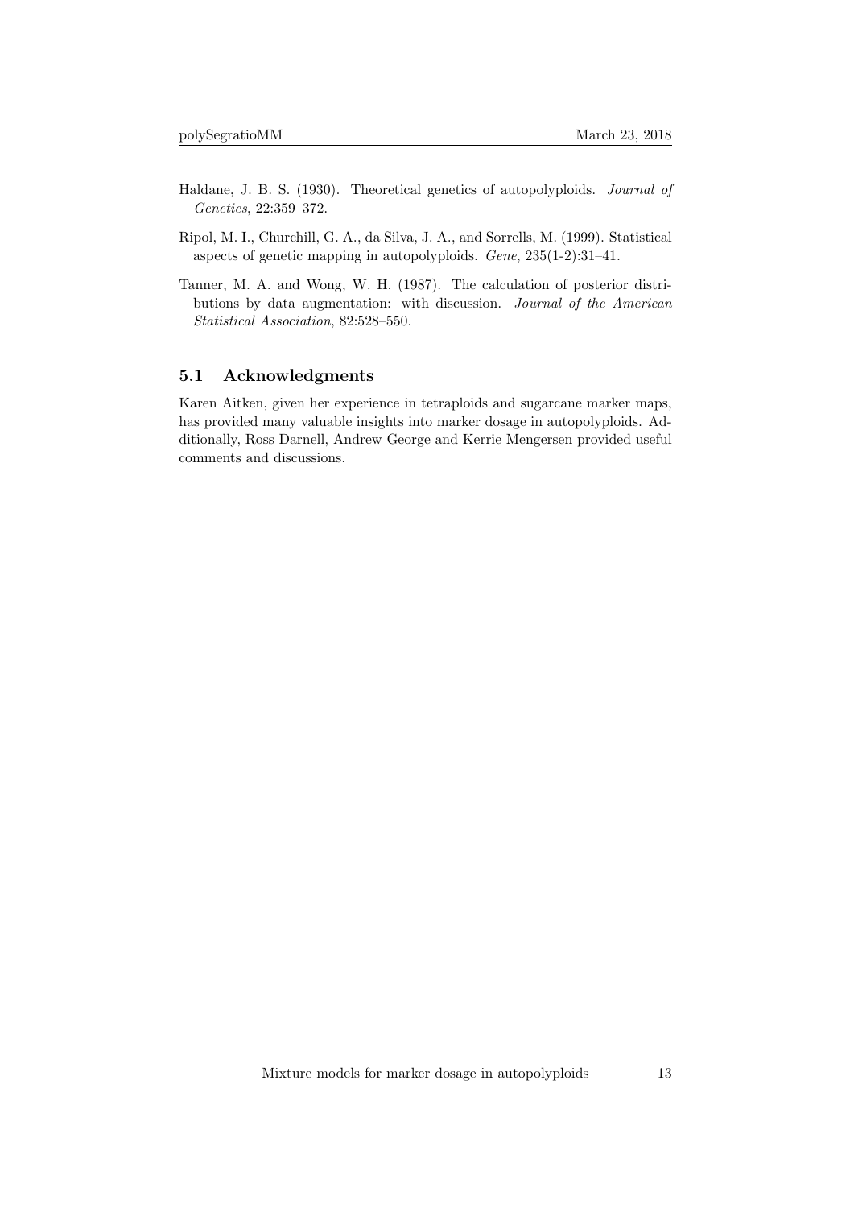Haldane, J. B. S. (1930). Theoretical genetics of autopolyploids. *Journal of Genetics*, 22:359–372.

Ripol, M. I., Churchill, G. A., da Silva, J. A., and Sorrells, M. (1999). Statistical aspects of genetic mapping in autopolyploids. *Gene*, 235(1-2):31–41.

Tanner, M. A. and Wong, W. H. (1987). The calculation of posterior distributions by data augmentation: with discussion. *Journal of the American Statistical Association*, 82:528–550.

## 5.1 Acknowledgments

Karen Aitken, given her experience in tetraploids and sugarcane marker maps, has provided many valuable insights into marker dosage in autopolyploids. Additionally, Ross Darnell, Andrew George and Kerrie Mengersen provided useful comments and discussions.